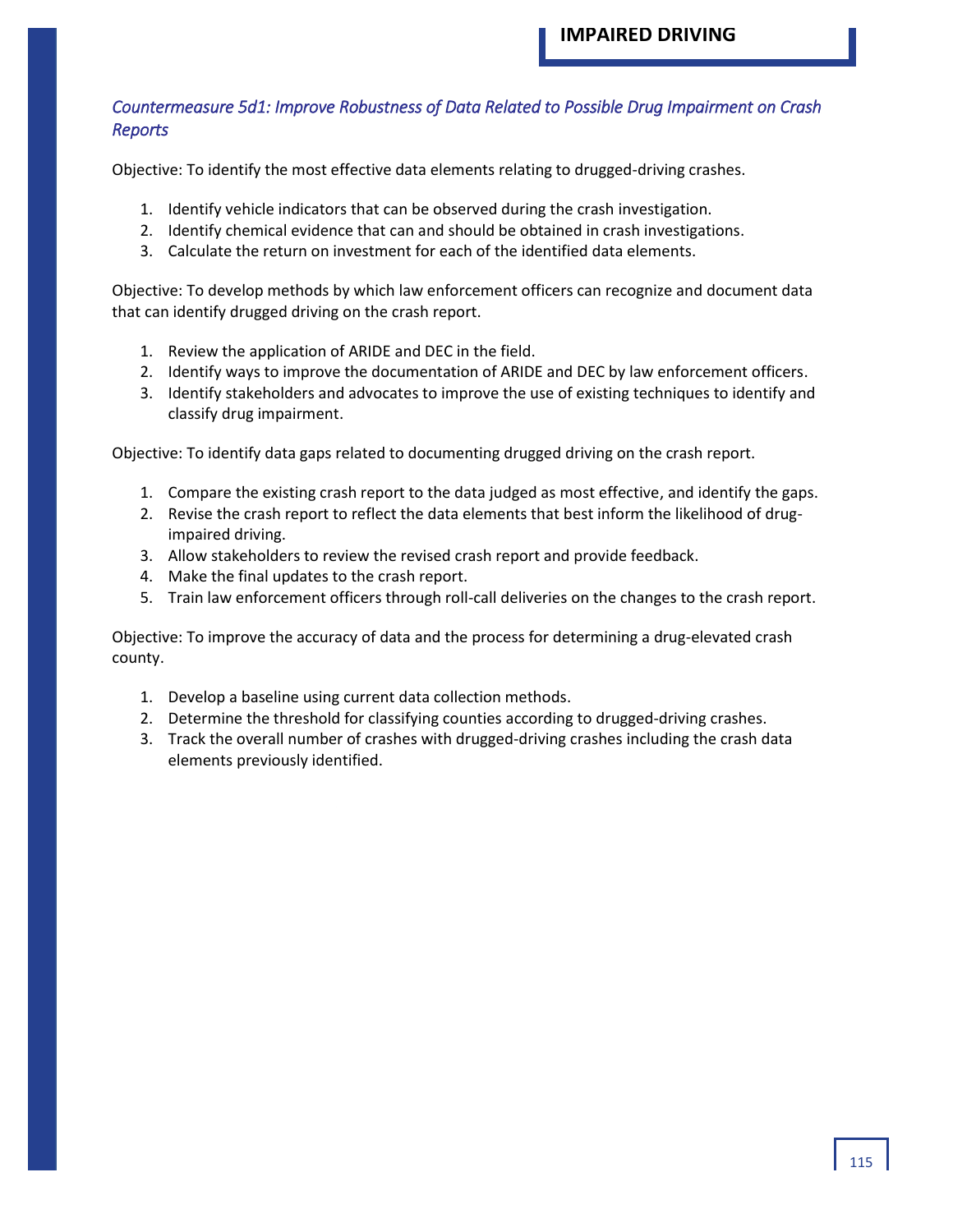### *Countermeasure 5d1: Improve Robustness of Data Related to Possible Drug Impairment on Crash Reports*

Objective: To identify the most effective data elements relating to drugged-driving crashes.

1. Identify vehicle indicators that can be observed during the crash investigation.
2. Identify chemical evidence that can and should be obtained in crash investigations.
3. Calculate the return on investment for each of the identified data elements.

Objective: To develop methods by which law enforcement officers can recognize and document data that can identify drugged driving on the crash report.

1. Review the application of ARIDE and DEC in the field.
2. Identify ways to improve the documentation of ARIDE and DEC by law enforcement officers.
3. Identify stakeholders and advocates to improve the use of existing techniques to identify and classify drug impairment.

Objective: To identify data gaps related to documenting drugged driving on the crash report.

1. Compare the existing crash report to the data judged as most effective, and identify the gaps.
2. Revise the crash report to reflect the data elements that best inform the likelihood of drug-impaired driving.
3. Allow stakeholders to review the revised crash report and provide feedback.
4. Make the final updates to the crash report.
5. Train law enforcement officers through roll-call deliveries on the changes to the crash report.

Objective: To improve the accuracy of data and the process for determining a drug-elevated crash county.

1. Develop a baseline using current data collection methods.
2. Determine the threshold for classifying counties according to drugged-driving crashes.
3. Track the overall number of crashes with drugged-driving crashes including the crash data elements previously identified.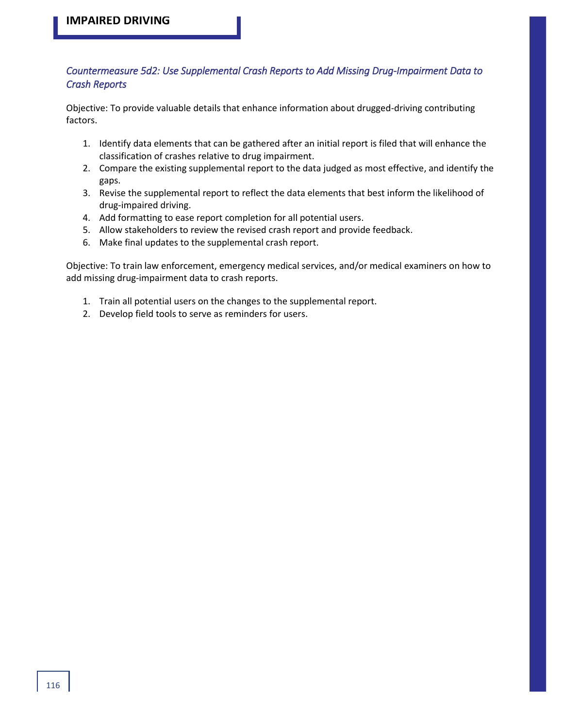### *Countermeasure 5d2: Use Supplemental Crash Reports to Add Missing Drug-Impairment Data to Crash Reports*

Objective: To provide valuable details that enhance information about drugged-driving contributing factors.

1. Identify data elements that can be gathered after an initial report is filed that will enhance the classification of crashes relative to drug impairment.
2. Compare the existing supplemental report to the data judged as most effective, and identify the gaps.
3. Revise the supplemental report to reflect the data elements that best inform the likelihood of drug-impaired driving.
4. Add formatting to ease report completion for all potential users.
5. Allow stakeholders to review the revised crash report and provide feedback.
6. Make final updates to the supplemental crash report.

Objective: To train law enforcement, emergency medical services, and/or medical examiners on how to add missing drug-impairment data to crash reports.

1. Train all potential users on the changes to the supplemental report.
2. Develop field tools to serve as reminders for users.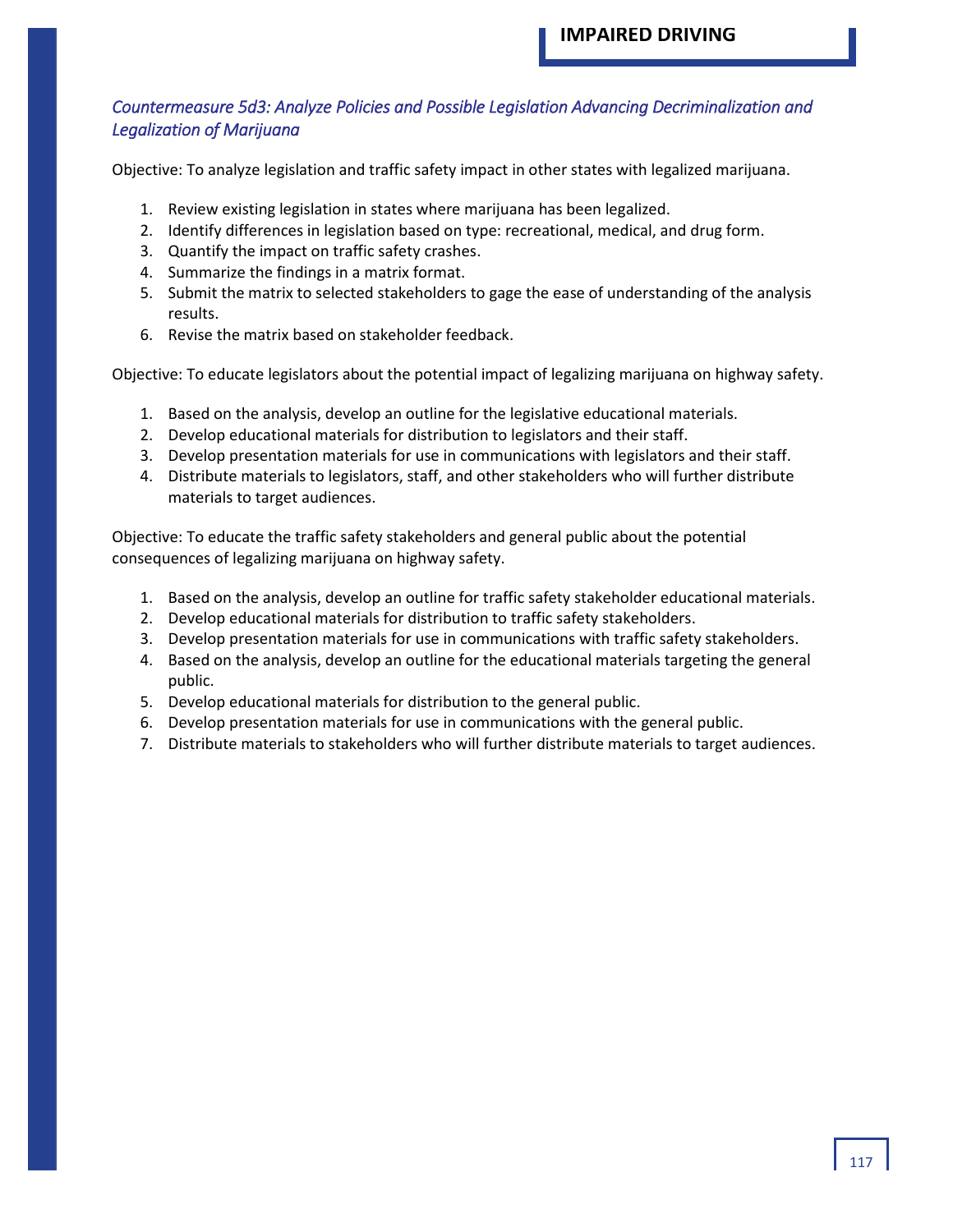### *Countermeasure 5d3: Analyze Policies and Possible Legislation Advancing Decriminalization and Legalization of Marijuana*

Objective: To analyze legislation and traffic safety impact in other states with legalized marijuana.

1. Review existing legislation in states where marijuana has been legalized.
2. Identify differences in legislation based on type: recreational, medical, and drug form.
3. Quantify the impact on traffic safety crashes.
4. Summarize the findings in a matrix format.
5. Submit the matrix to selected stakeholders to gage the ease of understanding of the analysis results.
6. Revise the matrix based on stakeholder feedback.

Objective: To educate legislators about the potential impact of legalizing marijuana on highway safety.

1. Based on the analysis, develop an outline for the legislative educational materials.
2. Develop educational materials for distribution to legislators and their staff.
3. Develop presentation materials for use in communications with legislators and their staff.
4. Distribute materials to legislators, staff, and other stakeholders who will further distribute materials to target audiences.

Objective: To educate the traffic safety stakeholders and general public about the potential consequences of legalizing marijuana on highway safety.

1. Based on the analysis, develop an outline for traffic safety stakeholder educational materials.
2. Develop educational materials for distribution to traffic safety stakeholders.
3. Develop presentation materials for use in communications with traffic safety stakeholders.
4. Based on the analysis, develop an outline for the educational materials targeting the general public.
5. Develop educational materials for distribution to the general public.
6. Develop presentation materials for use in communications with the general public.
7. Distribute materials to stakeholders who will further distribute materials to target audiences.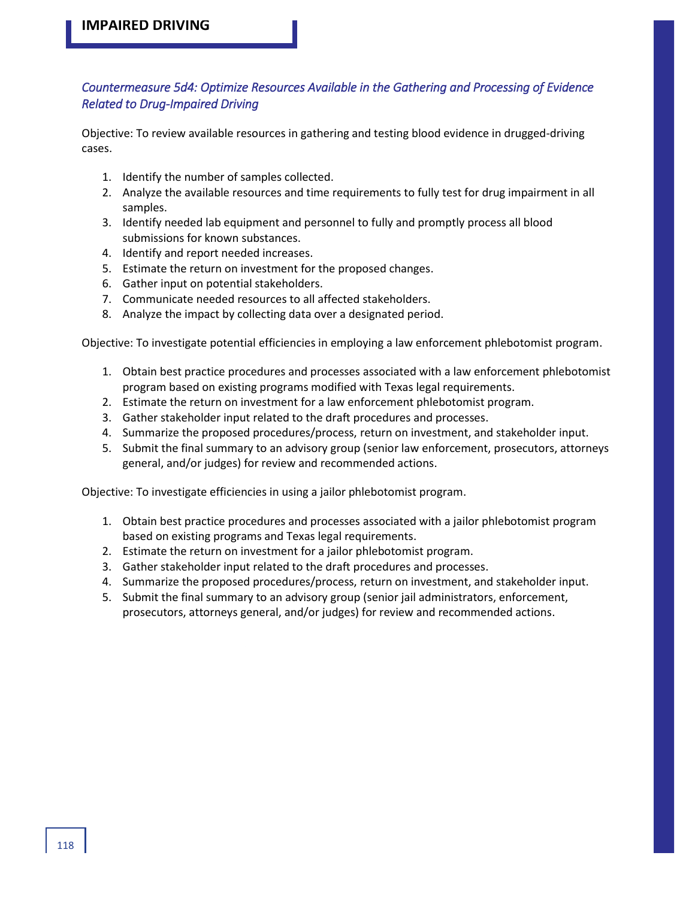### *Countermeasure 5d4: Optimize Resources Available in the Gathering and Processing of Evidence Related to Drug-Impaired Driving*

Objective: To review available resources in gathering and testing blood evidence in drugged-driving cases.

1. Identify the number of samples collected.
2. Analyze the available resources and time requirements to fully test for drug impairment in all samples.
3. Identify needed lab equipment and personnel to fully and promptly process all blood submissions for known substances.
4. Identify and report needed increases.
5. Estimate the return on investment for the proposed changes.
6. Gather input on potential stakeholders.
7. Communicate needed resources to all affected stakeholders.
8. Analyze the impact by collecting data over a designated period.

Objective: To investigate potential efficiencies in employing a law enforcement phlebotomist program.

1. Obtain best practice procedures and processes associated with a law enforcement phlebotomist program based on existing programs modified with Texas legal requirements.
2. Estimate the return on investment for a law enforcement phlebotomist program.
3. Gather stakeholder input related to the draft procedures and processes.
4. Summarize the proposed procedures/process, return on investment, and stakeholder input.
5. Submit the final summary to an advisory group (senior law enforcement, prosecutors, attorneys general, and/or judges) for review and recommended actions.

Objective: To investigate efficiencies in using a jailor phlebotomist program.

1. Obtain best practice procedures and processes associated with a jailor phlebotomist program based on existing programs and Texas legal requirements.
2. Estimate the return on investment for a jailor phlebotomist program.
3. Gather stakeholder input related to the draft procedures and processes.
4. Summarize the proposed procedures/process, return on investment, and stakeholder input.
5. Submit the final summary to an advisory group (senior jail administrators, enforcement, prosecutors, attorneys general, and/or judges) for review and recommended actions.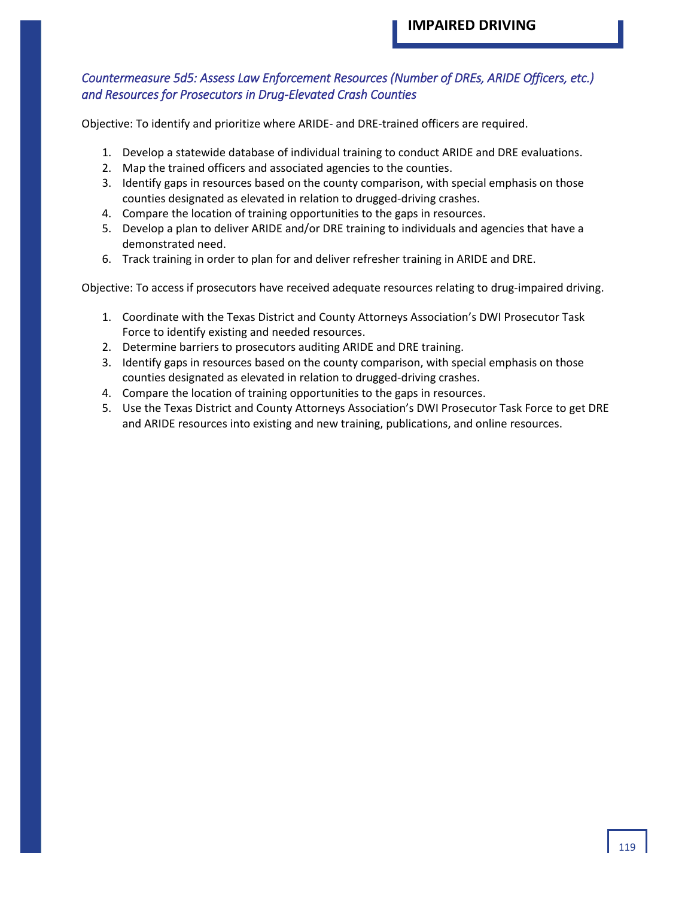### *Countermeasure 5d5: Assess Law Enforcement Resources (Number of DREs, ARIDE Officers, etc.) and Resources for Prosecutors in Drug-Elevated Crash Counties*

Objective: To identify and prioritize where ARIDE- and DRE-trained officers are required.

1. Develop a statewide database of individual training to conduct ARIDE and DRE evaluations.
2. Map the trained officers and associated agencies to the counties.
3. Identify gaps in resources based on the county comparison, with special emphasis on those counties designated as elevated in relation to drugged-driving crashes.
4. Compare the location of training opportunities to the gaps in resources.
5. Develop a plan to deliver ARIDE and/or DRE training to individuals and agencies that have a demonstrated need.
6. Track training in order to plan for and deliver refresher training in ARIDE and DRE.

Objective: To access if prosecutors have received adequate resources relating to drug-impaired driving.

1. Coordinate with the Texas District and County Attorneys Association's DWI Prosecutor Task Force to identify existing and needed resources.
2. Determine barriers to prosecutors auditing ARIDE and DRE training.
3. Identify gaps in resources based on the county comparison, with special emphasis on those counties designated as elevated in relation to drugged-driving crashes.
4. Compare the location of training opportunities to the gaps in resources.
5. Use the Texas District and County Attorneys Association's DWI Prosecutor Task Force to get DRE and ARIDE resources into existing and new training, publications, and online resources.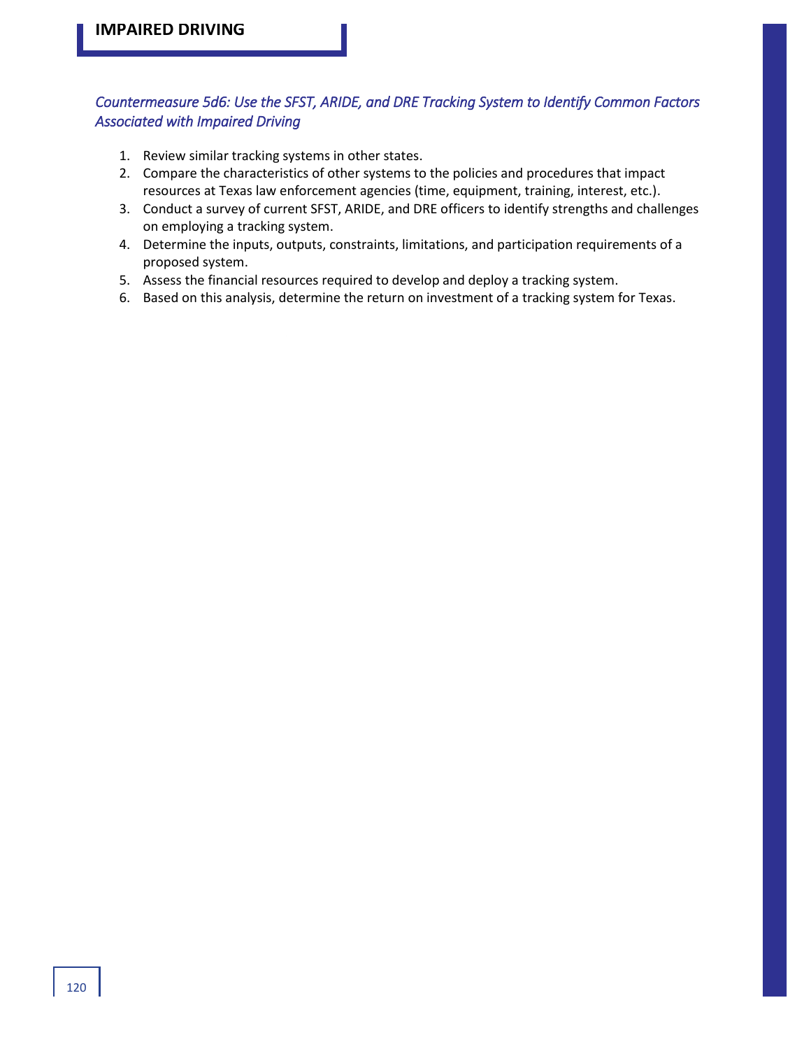### *Countermeasure 5d6: Use the SFST, ARIDE, and DRE Tracking System to Identify Common Factors Associated with Impaired Driving*

1. Review similar tracking systems in other states.
2. Compare the characteristics of other systems to the policies and procedures that impact resources at Texas law enforcement agencies (time, equipment, training, interest, etc.).
3. Conduct a survey of current SFST, ARIDE, and DRE officers to identify strengths and challenges on employing a tracking system.
4. Determine the inputs, outputs, constraints, limitations, and participation requirements of a proposed system.
5. Assess the financial resources required to develop and deploy a tracking system.
6. Based on this analysis, determine the return on investment of a tracking system for Texas.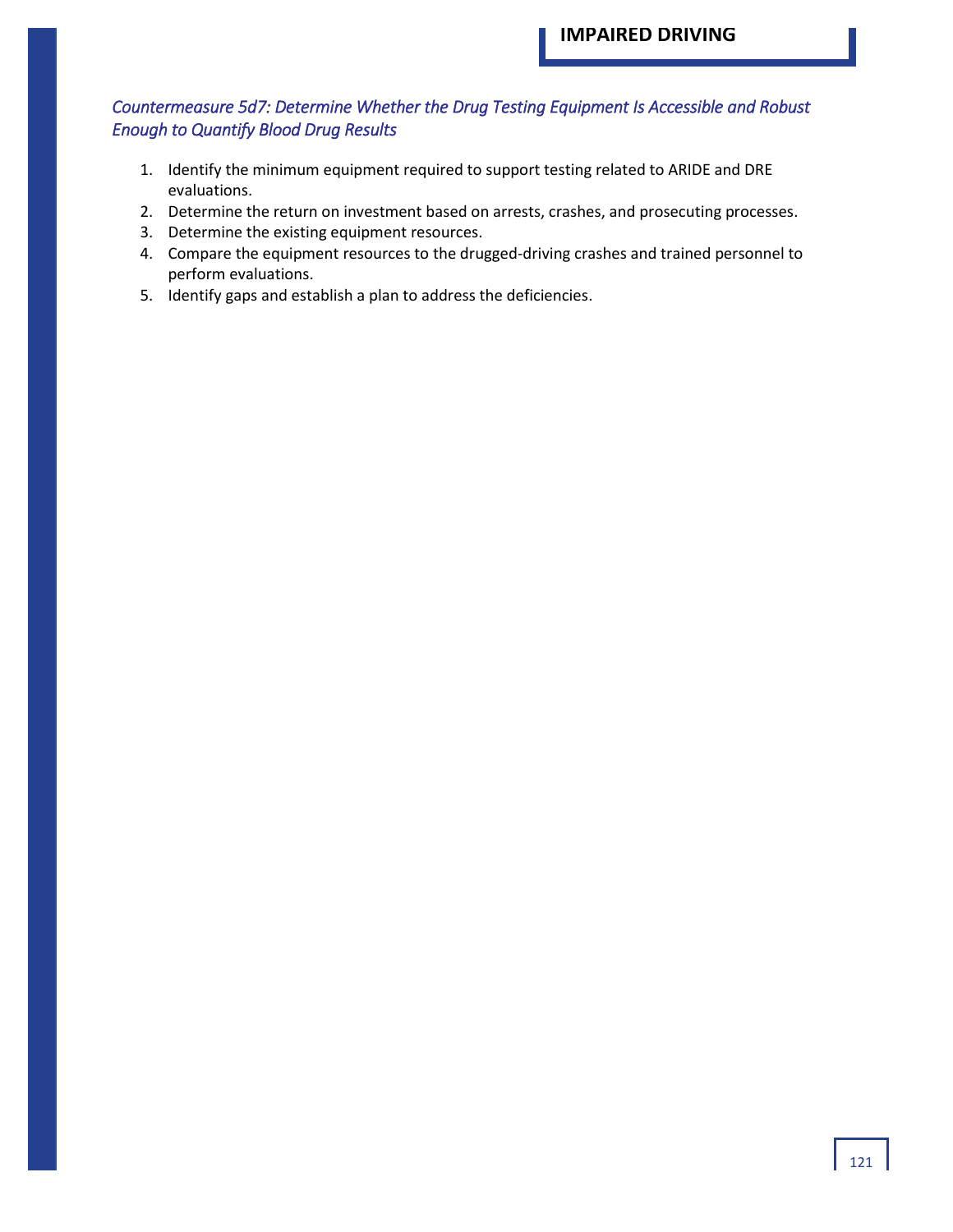### *Countermeasure 5d7: Determine Whether the Drug Testing Equipment Is Accessible and Robust Enough to Quantify Blood Drug Results*

1. Identify the minimum equipment required to support testing related to ARIDE and DRE evaluations.
2. Determine the return on investment based on arrests, crashes, and prosecuting processes.
3. Determine the existing equipment resources.
4. Compare the equipment resources to the drugged-driving crashes and trained personnel to perform evaluations.
5. Identify gaps and establish a plan to address the deficiencies.